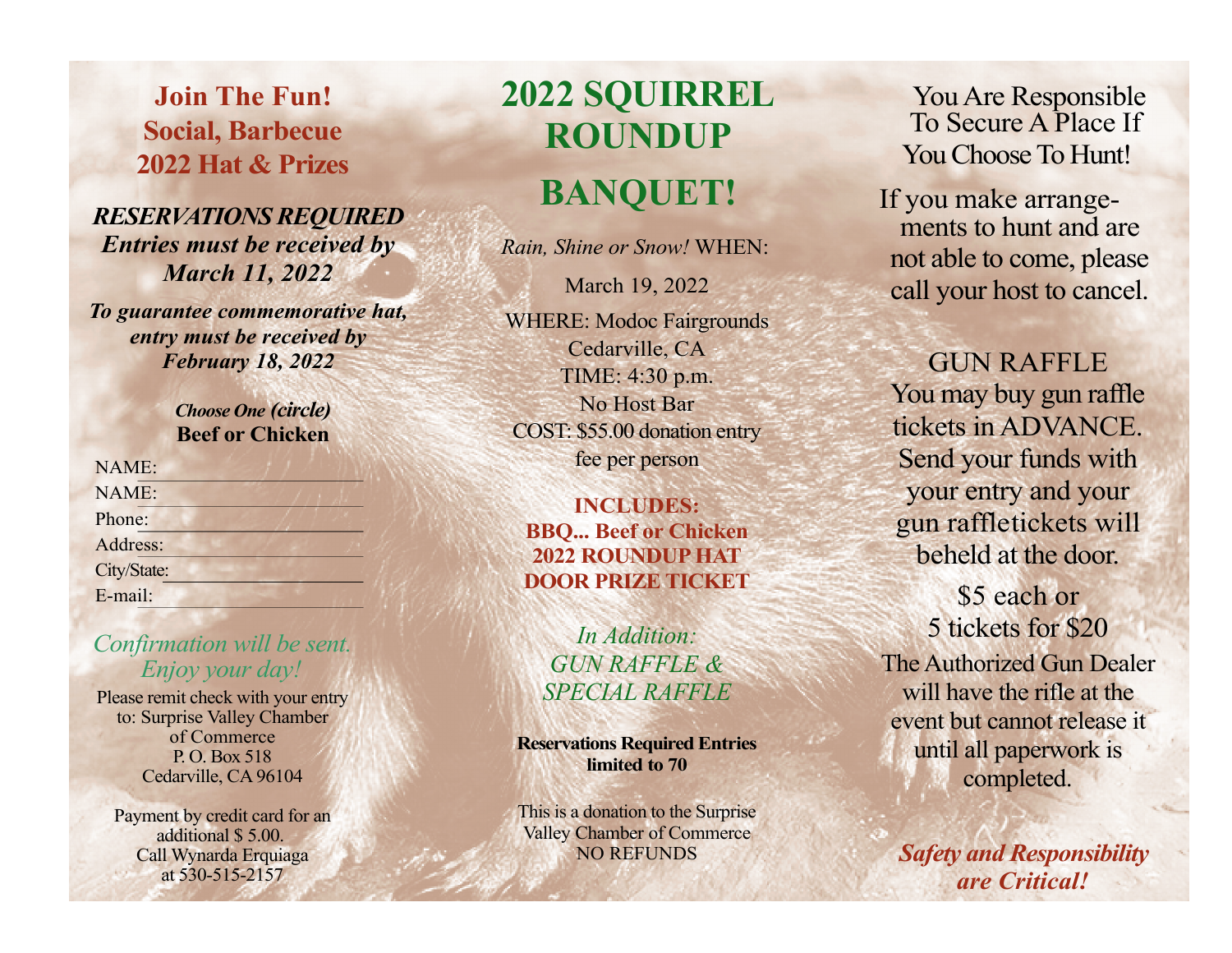**Join The Fun!**
**Social, Barbecue**
**2022 Hat & Prizes**

***RESERVATIONS REQUIRED***
***Entries must be received by March 11, 2022***

***To guarantee commemorative hat, entry must be received by February 18, 2022***

***Choose One (circle)***
**Beef or Chicken**

NAME: ______________________

NAME: ______________________

Phone: ______________________

Address: ______________________

City/State: ______________________

E-mail: ______________________

*Confirmation will be sent. Enjoy your day!*

Please remit check with your entry to: Surprise Valley Chamber of Commerce
P. O. Box 518
Cedarville, CA 96104

Payment by credit card for an additional $ 5.00.
Call Wynarda Erquiaga at 530-515-2157

# 2022 SQUIRREL ROUNDUP BANQUET!

*Rain, Shine or Snow!* WHEN:

March 19, 2022

WHERE: Modoc Fairgrounds
Cedarville, CA
TIME: 4:30 p.m.
No Host Bar
COST: $55.00 donation entry fee per person

**INCLUDES:**
**BBQ... Beef or Chicken**
**2022 ROUNDUP HAT**
**DOOR PRIZE TICKET**

*In Addition:*
*GUN RAFFLE &*
*SPECIAL RAFFLE*

**Reservations Required Entries limited to 70**

This is a donation to the Surprise Valley Chamber of Commerce
NO REFUNDS

You Are Responsible To Secure A Place If You Choose To Hunt!

If you make arrangements to hunt and are not able to come, please call your host to cancel.

GUN RAFFLE
You may buy gun raffle tickets in ADVANCE. Send your funds with your entry and your gun raffletickets will beheld at the door.

$5 each or
5 tickets for $20

The Authorized Gun Dealer will have the rifle at the event but cannot release it until all paperwork is completed.

***Safety and Responsibility are Critical!***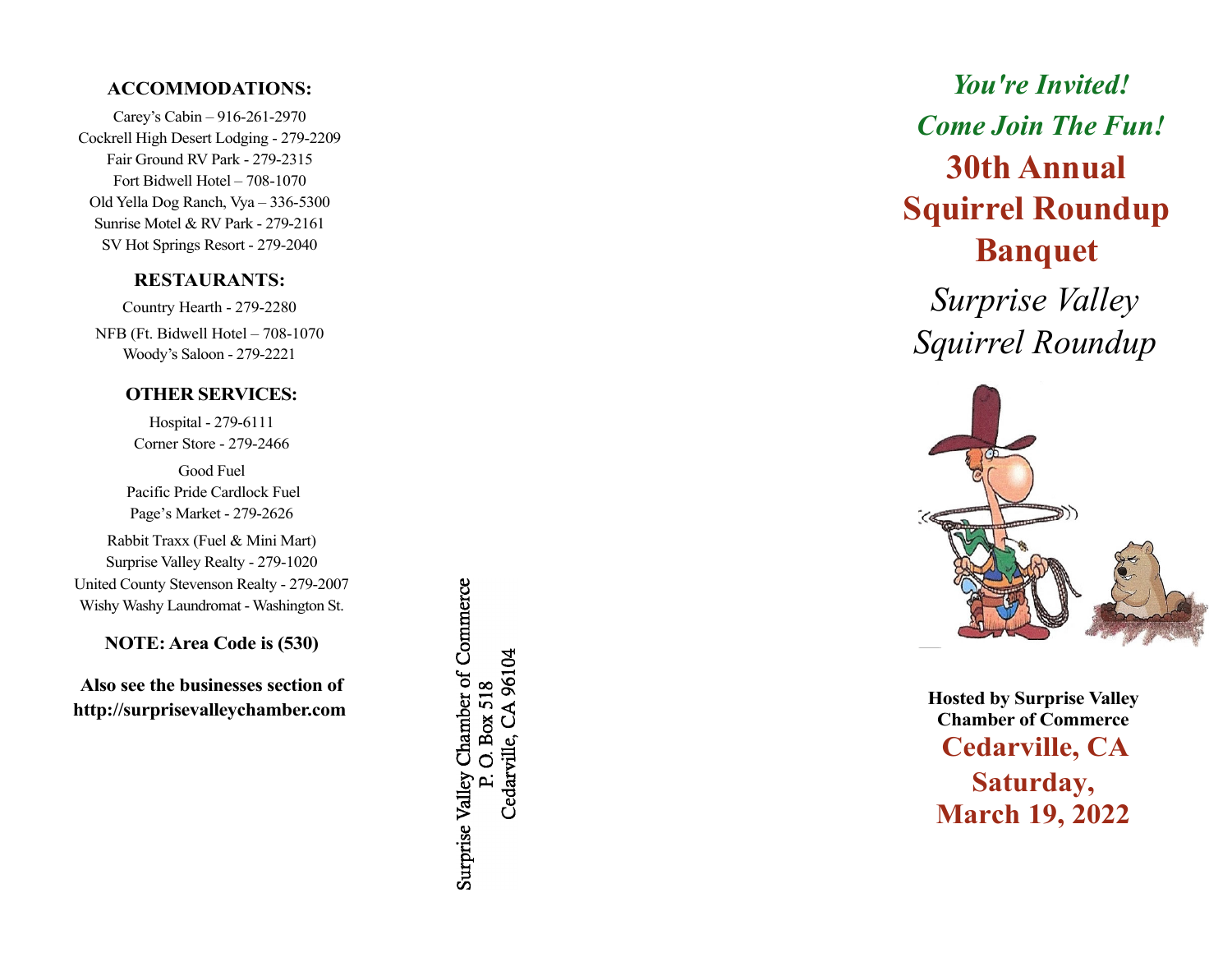## ACCOMMODATIONS:

Carey's Cabin – 916-261-2970
Cockrell High Desert Lodging - 279-2209
Fair Ground RV Park - 279-2315
Fort Bidwell Hotel – 708-1070
Old Yella Dog Ranch, Vya – 336-5300
Sunrise Motel & RV Park - 279-2161
SV Hot Springs Resort - 279-2040

## RESTAURANTS:

Country Hearth - 279-2280
NFB (Ft. Bidwell Hotel – 708-1070
Woody's Saloon - 279-2221

## OTHER SERVICES:

Hospital - 279-6111
Corner Store - 279-2466

Good Fuel
Pacific Pride Cardlock Fuel
Page's Market - 279-2626

Rabbit Traxx (Fuel & Mini Mart)
Surprise Valley Realty - 279-1020
United County Stevenson Realty - 279-2007
Wishy Washy Laundromat - Washington St.

**NOTE: Area Code is (530)**

**Also see the businesses section of http://surprisevalleychamber.com**

Surprise Valley Chamber of Commerce
P. O. Box 518
Cedarville, CA 96104

*You're Invited!*

*Come Join The Fun!*

# 30th Annual Squirrel Roundup Banquet

*Surprise Valley Squirrel Roundup*

**Hosted by Surprise Valley Chamber of Commerce**

**Cedarville, CA**

**Saturday, March 19, 2022**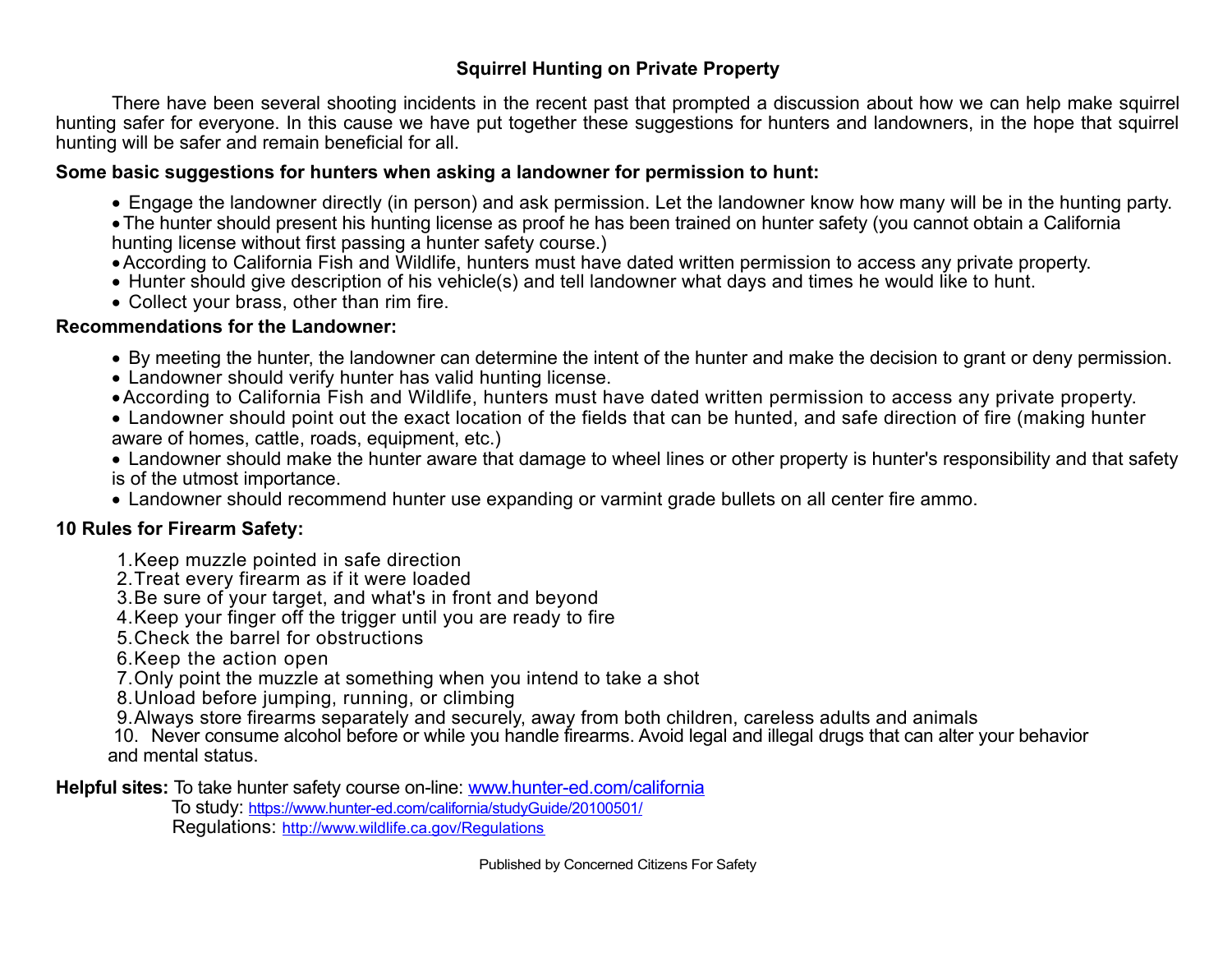## Squirrel Hunting on Private Property

There have been several shooting incidents in the recent past that prompted a discussion about how we can help make squirrel hunting safer for everyone. In this cause we have put together these suggestions for hunters and landowners, in the hope that squirrel hunting will be safer and remain beneficial for all.

**Some basic suggestions for hunters when asking a landowner for permission to hunt:**

- Engage the landowner directly (in person) and ask permission. Let the landowner know how many will be in the hunting party.
- The hunter should present his hunting license as proof he has been trained on hunter safety (you cannot obtain a California hunting license without first passing a hunter safety course.)
- According to California Fish and Wildlife, hunters must have dated written permission to access any private property.
- Hunter should give description of his vehicle(s) and tell landowner what days and times he would like to hunt.
- Collect your brass, other than rim fire.

**Recommendations for the Landowner:**

- By meeting the hunter, the landowner can determine the intent of the hunter and make the decision to grant or deny permission.
- Landowner should verify hunter has valid hunting license.
- According to California Fish and Wildlife, hunters must have dated written permission to access any private property.
- Landowner should point out the exact location of the fields that can be hunted, and safe direction of fire (making hunter aware of homes, cattle, roads, equipment, etc.)
- Landowner should make the hunter aware that damage to wheel lines or other property is hunter's responsibility and that safety is of the utmost importance.
- Landowner should recommend hunter use expanding or varmint grade bullets on all center fire ammo.

**10 Rules for Firearm Safety:**

1. Keep muzzle pointed in safe direction
2. Treat every firearm as if it were loaded
3. Be sure of your target, and what's in front and beyond
4. Keep your finger off the trigger until you are ready to fire
5. Check the barrel for obstructions
6. Keep the action open
7. Only point the muzzle at something when you intend to take a shot
8. Unload before jumping, running, or climbing
9. Always store firearms separately and securely, away from both children, careless adults and animals
10. Never consume alcohol before or while you handle firearms. Avoid legal and illegal drugs that can alter your behavior and mental status.

**Helpful sites:** To take hunter safety course on-line: www.hunter-ed.com/california
To study: https://www.hunter-ed.com/california/studyGuide/20100501/
Regulations: http://www.wildlife.ca.gov/Regulations

Published by Concerned Citizens For Safety